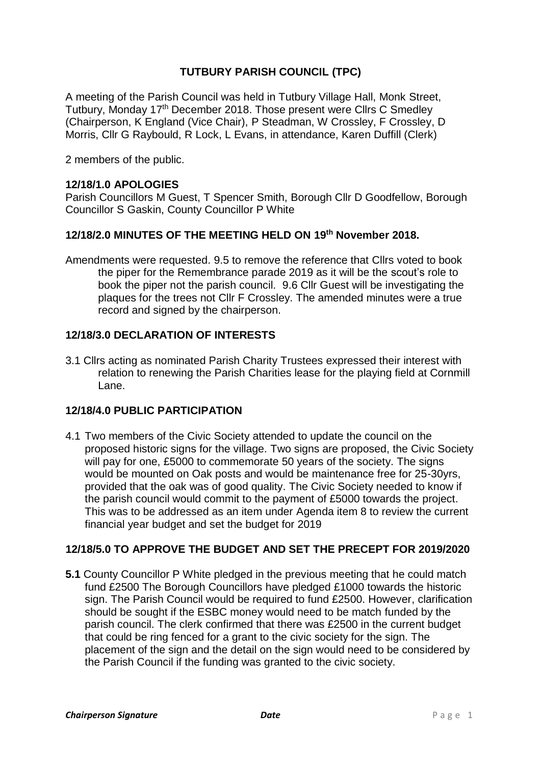# TUTBURY PARISH COUNCIL (TPC)

A meeting of the Parish Council was held in Tutbury Village Hall, Monk Street, Tutbury, Monday 17th December 2018. Those present were Cllrs C Smedley (Chairperson, K England (Vice Chair), P Steadman, W Crossley, F Crossley, D Morris, Cllr G Raybould, R Lock, L Evans, in attendance, Karen Duffill (Clerk)

2 members of the public.

## 12/18/1.0 APOLOGIES

Parish Councillors M Guest, T Spencer Smith, Borough Cllr D Goodfellow, Borough Councillor S Gaskin, County Councillor P White

## 12/18/2.0 MINUTES OF THE MEETING HELD ON 19th November 2018.

Amendments were requested. 9.5 to remove the reference that Cllrs voted to book the piper for the Remembrance parade 2019 as it will be the scout's role to book the piper not the parish council. 9.6 Cllr Guest will be investigating the plaques for the trees not Cllr F Crossley. The amended minutes were a true record and signed by the chairperson.

## 12/18/3.0 DECLARATION OF INTERESTS

3.1 Cllrs acting as nominated Parish Charity Trustees expressed their interest with relation to renewing the Parish Charities lease for the playing field at Cornmill Lane.

## 12/18/4.0 PUBLIC PARTICIPATION

4.1 Two members of the Civic Society attended to update the council on the proposed historic signs for the village. Two signs are proposed, the Civic Society will pay for one, £5000 to commemorate 50 years of the society. The signs would be mounted on Oak posts and would be maintenance free for 25-30yrs, provided that the oak was of good quality. The Civic Society needed to know if the parish council would commit to the payment of £5000 towards the project. This was to be addressed as an item under Agenda item 8 to review the current financial year budget and set the budget for 2019

## 12/18/5.0 TO APPROVE THE BUDGET AND SET THE PRECEPT FOR 2019/2020

**5.1** County Councillor P White pledged in the previous meeting that he could match fund £2500 The Borough Councillors have pledged £1000 towards the historic sign. The Parish Council would be required to fund £2500. However, clarification should be sought if the ESBC money would need to be match funded by the parish council. The clerk confirmed that there was £2500 in the current budget that could be ring fenced for a grant to the civic society for the sign. The placement of the sign and the detail on the sign would need to be considered by the Parish Council if the funding was granted to the civic society.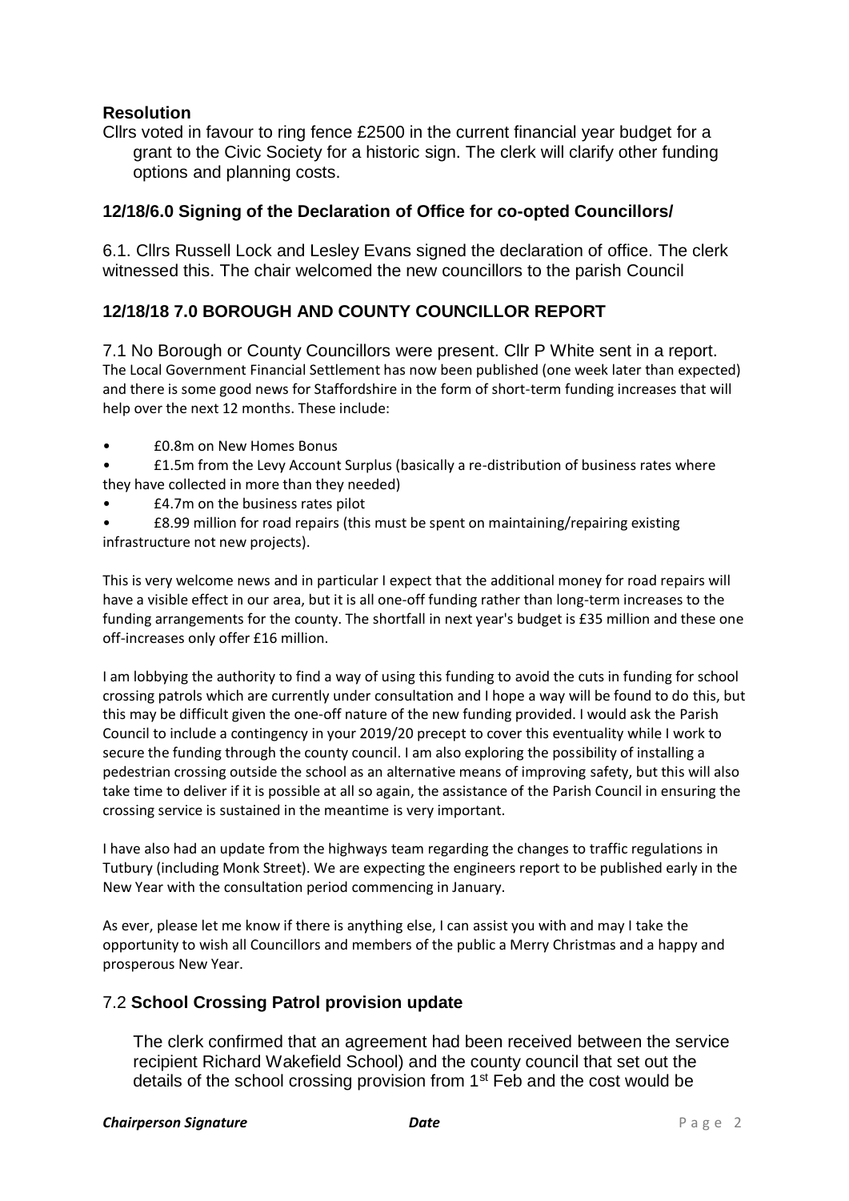**Resolution**

Cllrs voted in favour to ring fence £2500 in the current financial year budget for a grant to the Civic Society for a historic sign. The clerk will clarify other funding options and planning costs.

### 12/18/6.0 Signing of the Declaration of Office for co-opted Councillors/

6.1. Cllrs Russell Lock and Lesley Evans signed the declaration of office. The clerk witnessed this. The chair welcomed the new councillors to the parish Council

### 12/18/18 7.0 BOROUGH AND COUNTY COUNCILLOR REPORT

7.1 No Borough or County Councillors were present. Cllr P White sent in a report. The Local Government Financial Settlement has now been published (one week later than expected) and there is some good news for Staffordshire in the form of short-term funding increases that will help over the next 12 months. These include:

- £0.8m on New Homes Bonus
- £1.5m from the Levy Account Surplus (basically a re-distribution of business rates where they have collected in more than they needed)
- £4.7m on the business rates pilot
- £8.99 million for road repairs (this must be spent on maintaining/repairing existing infrastructure not new projects).

This is very welcome news and in particular I expect that the additional money for road repairs will have a visible effect in our area, but it is all one-off funding rather than long-term increases to the funding arrangements for the county. The shortfall in next year's budget is £35 million and these one off-increases only offer £16 million.

I am lobbying the authority to find a way of using this funding to avoid the cuts in funding for school crossing patrols which are currently under consultation and I hope a way will be found to do this, but this may be difficult given the one-off nature of the new funding provided. I would ask the Parish Council to include a contingency in your 2019/20 precept to cover this eventuality while I work to secure the funding through the county council. I am also exploring the possibility of installing a pedestrian crossing outside the school as an alternative means of improving safety, but this will also take time to deliver if it is possible at all so again, the assistance of the Parish Council in ensuring the crossing service is sustained in the meantime is very important.

I have also had an update from the highways team regarding the changes to traffic regulations in Tutbury (including Monk Street). We are expecting the engineers report to be published early in the New Year with the consultation period commencing in January.

As ever, please let me know if there is anything else, I can assist you with and may I take the opportunity to wish all Councillors and members of the public a Merry Christmas and a happy and prosperous New Year.

### 7.2 School Crossing Patrol provision update

The clerk confirmed that an agreement had been received between the service recipient Richard Wakefield School) and the county council that set out the details of the school crossing provision from 1st Feb and the cost would be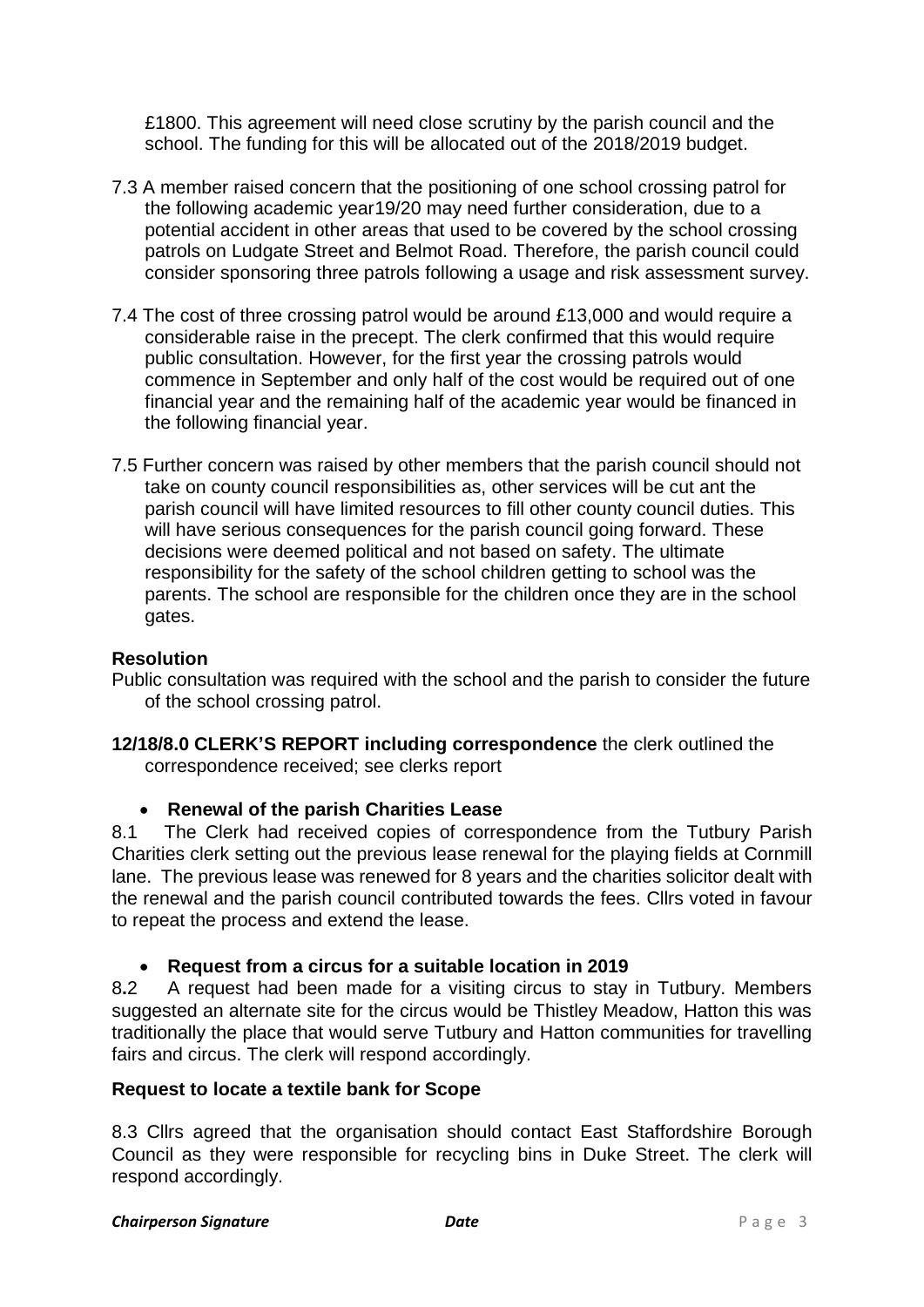£1800. This agreement will need close scrutiny by the parish council and the school. The funding for this will be allocated out of the 2018/2019 budget.

7.3 A member raised concern that the positioning of one school crossing patrol for the following academic year19/20 may need further consideration, due to a potential accident in other areas that used to be covered by the school crossing patrols on Ludgate Street and Belmot Road. Therefore, the parish council could consider sponsoring three patrols following a usage and risk assessment survey.

7.4 The cost of three crossing patrol would be around £13,000 and would require a considerable raise in the precept. The clerk confirmed that this would require public consultation. However, for the first year the crossing patrols would commence in September and only half of the cost would be required out of one financial year and the remaining half of the academic year would be financed in the following financial year.

7.5 Further concern was raised by other members that the parish council should not take on county council responsibilities as, other services will be cut ant the parish council will have limited resources to fill other county council duties. This will have serious consequences for the parish council going forward. These decisions were deemed political and not based on safety. The ultimate responsibility for the safety of the school children getting to school was the parents. The school are responsible for the children once they are in the school gates.

**Resolution**

Public consultation was required with the school and the parish to consider the future of the school crossing patrol.

**12/18/8.0 CLERK'S REPORT including correspondence** the clerk outlined the correspondence received; see clerks report

- **Renewal of the parish Charities Lease**

8.1 The Clerk had received copies of correspondence from the Tutbury Parish Charities clerk setting out the previous lease renewal for the playing fields at Cornmill lane. The previous lease was renewed for 8 years and the charities solicitor dealt with the renewal and the parish council contributed towards the fees. Cllrs voted in favour to repeat the process and extend the lease.

- **Request from a circus for a suitable location in 2019**

8.2 A request had been made for a visiting circus to stay in Tutbury. Members suggested an alternate site for the circus would be Thistley Meadow, Hatton this was traditionally the place that would serve Tutbury and Hatton communities for travelling fairs and circus. The clerk will respond accordingly.

**Request to locate a textile bank for Scope**

8.3 Cllrs agreed that the organisation should contact East Staffordshire Borough Council as they were responsible for recycling bins in Duke Street. The clerk will respond accordingly.

***Chairperson Signature*** ***Date***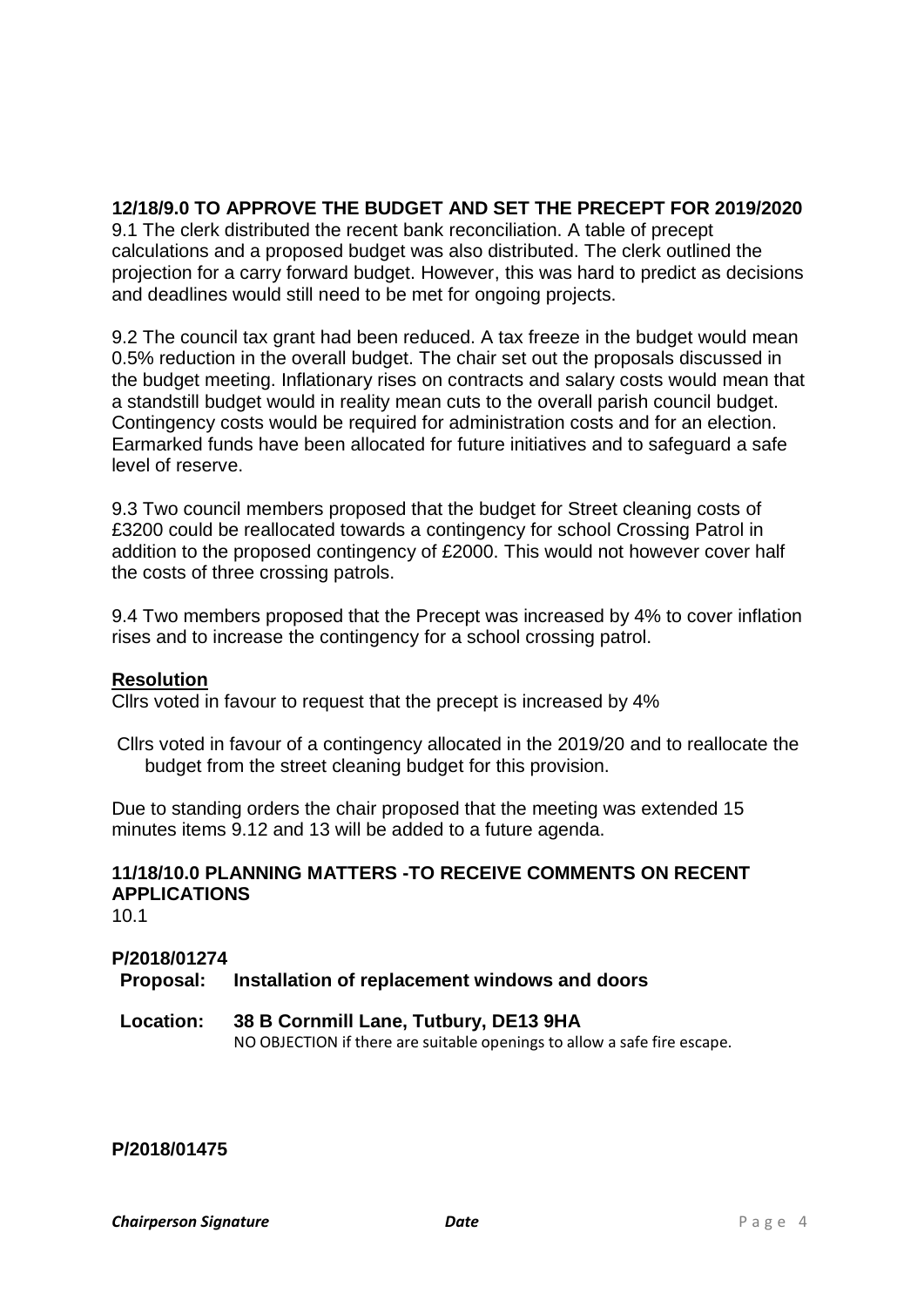**12/18/9.0 TO APPROVE THE BUDGET AND SET THE PRECEPT FOR 2019/2020**

9.1 The clerk distributed the recent bank reconciliation. A table of precept calculations and a proposed budget was also distributed. The clerk outlined the projection for a carry forward budget. However, this was hard to predict as decisions and deadlines would still need to be met for ongoing projects.

9.2 The council tax grant had been reduced. A tax freeze in the budget would mean 0.5% reduction in the overall budget. The chair set out the proposals discussed in the budget meeting. Inflationary rises on contracts and salary costs would mean that a standstill budget would in reality mean cuts to the overall parish council budget. Contingency costs would be required for administration costs and for an election. Earmarked funds have been allocated for future initiatives and to safeguard a safe level of reserve.

9.3 Two council members proposed that the budget for Street cleaning costs of £3200 could be reallocated towards a contingency for school Crossing Patrol in addition to the proposed contingency of £2000. This would not however cover half the costs of three crossing patrols.

9.4 Two members proposed that the Precept was increased by 4% to cover inflation rises and to increase the contingency for a school crossing patrol.

**Resolution**

Cllrs voted in favour to request that the precept is increased by 4%

Cllrs voted in favour of a contingency allocated in the 2019/20 and to reallocate the budget from the street cleaning budget for this provision.

Due to standing orders the chair proposed that the meeting was extended 15 minutes items 9.12 and 13 will be added to a future agenda.

**11/18/10.0 PLANNING MATTERS -TO RECEIVE COMMENTS ON RECENT APPLICATIONS**

10.1

**P/2018/01274**

**Proposal: Installation of replacement windows and doors**

**Location: 38 B Cornmill Lane, Tutbury, DE13 9HA**

NO OBJECTION if there are suitable openings to allow a safe fire escape.

**P/2018/01475**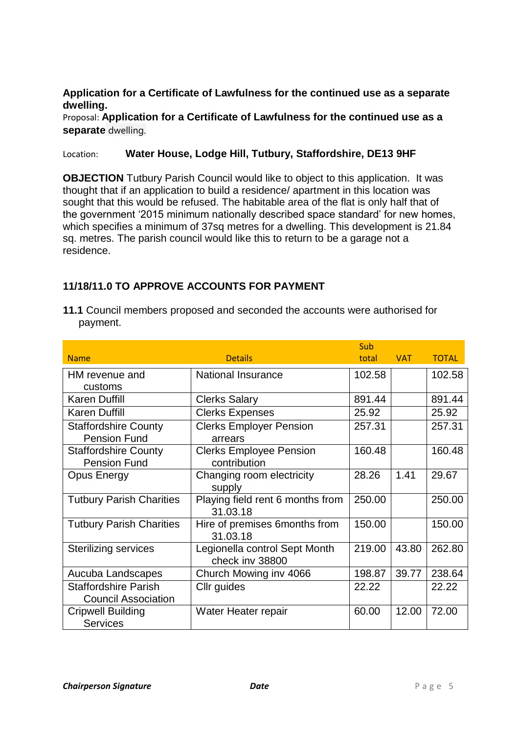**Application for a Certificate of Lawfulness for the continued use as a separate dwelling.**

Proposal: **Application for a Certificate of Lawfulness for the continued use as a separate** dwelling.

Location: **Water House, Lodge Hill, Tutbury, Staffordshire, DE13 9HF**

**OBJECTION** Tutbury Parish Council would like to object to this application. It was thought that if an application to build a residence/ apartment in this location was sought that this would be refused. The habitable area of the flat is only half that of the government '2015 minimum nationally described space standard' for new homes, which specifies a minimum of 37sq metres for a dwelling. This development is 21.84 sq. metres. The parish council would like this to return to be a garage not a residence.

### 11/18/11.0 TO APPROVE ACCOUNTS FOR PAYMENT

**11.1** Council members proposed and seconded the accounts were authorised for payment.

| Name | Details | Sub total | VAT | TOTAL |
|---|---|---|---|---|
| HM revenue and customs | National Insurance | 102.58 | | 102.58 |
| Karen Duffill | Clerks Salary | 891.44 | | 891.44 |
| Karen Duffill | Clerks Expenses | 25.92 | | 25.92 |
| Staffordshire County Pension Fund | Clerks Employer Pension arrears | 257.31 | | 257.31 |
| Staffordshire County Pension Fund | Clerks Employee Pension contribution | 160.48 | | 160.48 |
| Opus Energy | Changing room electricity supply | 28.26 | 1.41 | 29.67 |
| Tutbury Parish Charities | Playing field rent 6 months from 31.03.18 | 250.00 | | 250.00 |
| Tutbury Parish Charities | Hire of premises 6months from 31.03.18 | 150.00 | | 150.00 |
| Sterilizing services | Legionella control Sept Month check inv 38800 | 219.00 | 43.80 | 262.80 |
| Aucuba Landscapes | Church Mowing inv 4066 | 198.87 | 39.77 | 238.64 |
| Staffordshire Parish Council Association | Cllr guides | 22.22 | | 22.22 |
| Cripwell Building Services | Water Heater repair | 60.00 | 12.00 | 72.00 |

***Chairperson Signature*** ***Date***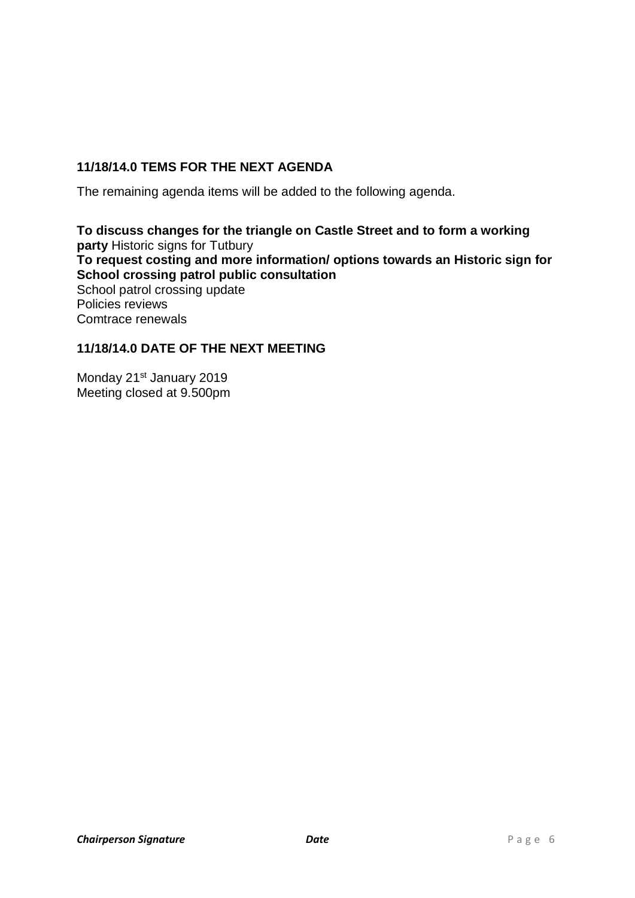## 11/18/14.0 TEMS FOR THE NEXT AGENDA

The remaining agenda items will be added to the following agenda.

**To discuss changes for the triangle on Castle Street and to form a working party** Historic signs for Tutbury
**To request costing and more information/ options towards an Historic sign for School crossing patrol public consultation**
School patrol crossing update
Policies reviews
Comtrace renewals

## 11/18/14.0 DATE OF THE NEXT MEETING

Monday 21st January 2019
Meeting closed at 9.500pm

***Chairperson Signature*** ***Date***